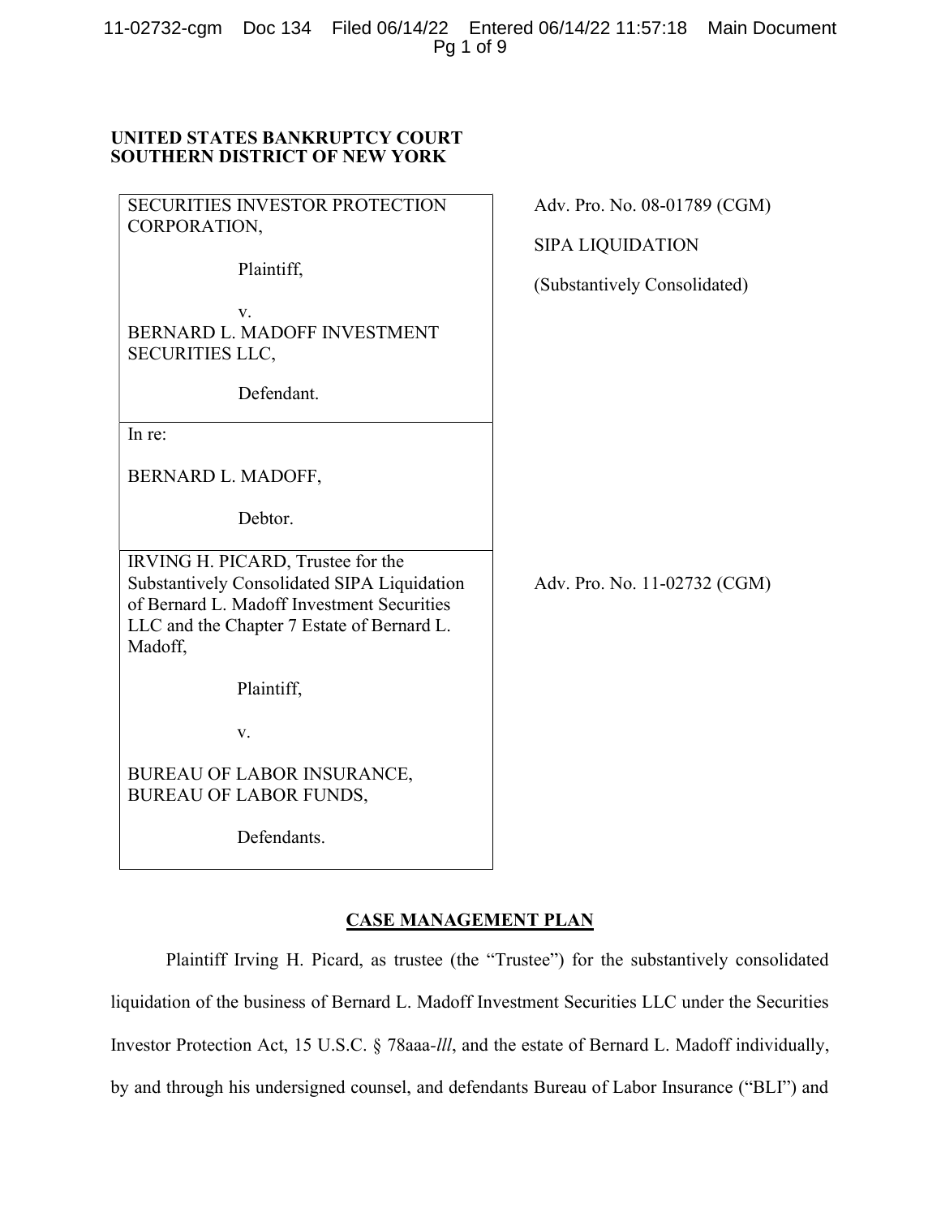**UNITED STATES BANKRUPTCY COURT**
**SOUTHERN DISTRICT OF NEW YORK**

| | |
|---|---|
| SECURITIES INVESTOR PROTECTION CORPORATION,<br><br>Plaintiff,<br><br>v.<br>BERNARD L. MADOFF INVESTMENT SECURITIES LLC,<br><br>Defendant. | Adv. Pro. No. 08-01789 (CGM)<br><br>SIPA LIQUIDATION<br><br>(Substantively Consolidated) |
| In re:<br><br>BERNARD L. MADOFF,<br><br>Debtor. | |
| IRVING H. PICARD, Trustee for the Substantively Consolidated SIPA Liquidation of Bernard L. Madoff Investment Securities LLC and the Chapter 7 Estate of Bernard L. Madoff,<br><br>Plaintiff,<br><br>v.<br><br>BUREAU OF LABOR INSURANCE, BUREAU OF LABOR FUNDS,<br><br>Defendants. | Adv. Pro. No. 11-02732 (CGM) |

## CASE MANAGEMENT PLAN

Plaintiff Irving H. Picard, as trustee (the "Trustee") for the substantively consolidated liquidation of the business of Bernard L. Madoff Investment Securities LLC under the Securities Investor Protection Act, 15 U.S.C. § 78aaa-*lll*, and the estate of Bernard L. Madoff individually, by and through his undersigned counsel, and defendants Bureau of Labor Insurance ("BLI") and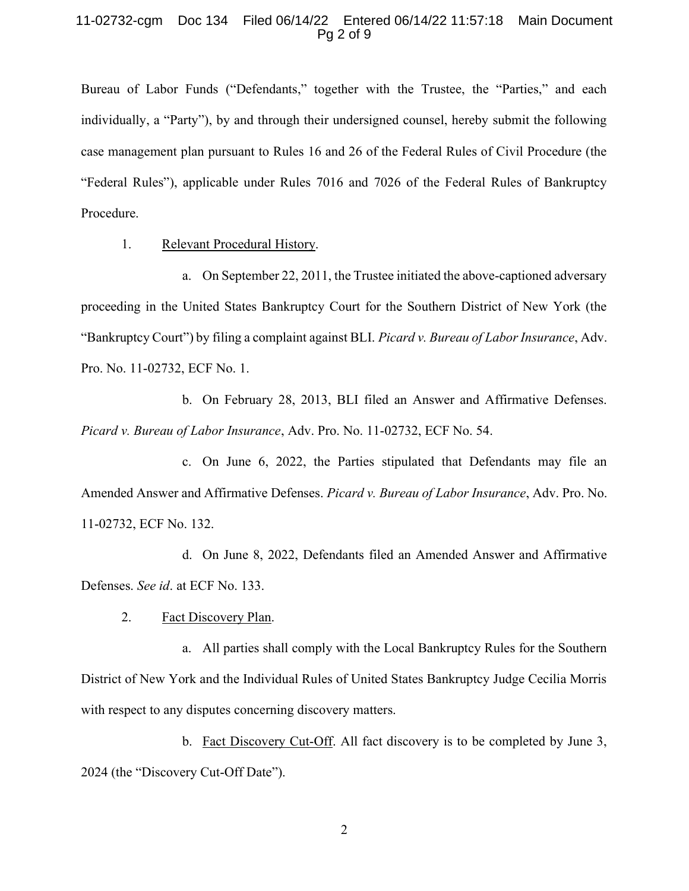Bureau of Labor Funds ("Defendants," together with the Trustee, the "Parties," and each individually, a "Party"), by and through their undersigned counsel, hereby submit the following case management plan pursuant to Rules 16 and 26 of the Federal Rules of Civil Procedure (the "Federal Rules"), applicable under Rules 7016 and 7026 of the Federal Rules of Bankruptcy Procedure.

1. <u>Relevant Procedural History</u>.

a. On September 22, 2011, the Trustee initiated the above-captioned adversary proceeding in the United States Bankruptcy Court for the Southern District of New York (the "Bankruptcy Court") by filing a complaint against BLI. *Picard v. Bureau of Labor Insurance*, Adv. Pro. No. 11-02732, ECF No. 1.

b. On February 28, 2013, BLI filed an Answer and Affirmative Defenses. *Picard v. Bureau of Labor Insurance*, Adv. Pro. No. 11-02732, ECF No. 54.

c. On June 6, 2022, the Parties stipulated that Defendants may file an Amended Answer and Affirmative Defenses. *Picard v. Bureau of Labor Insurance*, Adv. Pro. No. 11-02732, ECF No. 132.

d. On June 8, 2022, Defendants filed an Amended Answer and Affirmative Defenses. *See id*. at ECF No. 133.

2. <u>Fact Discovery Plan</u>.

a. All parties shall comply with the Local Bankruptcy Rules for the Southern District of New York and the Individual Rules of United States Bankruptcy Judge Cecilia Morris with respect to any disputes concerning discovery matters.

b. <u>Fact Discovery Cut-Off</u>. All fact discovery is to be completed by June 3, 2024 (the "Discovery Cut-Off Date").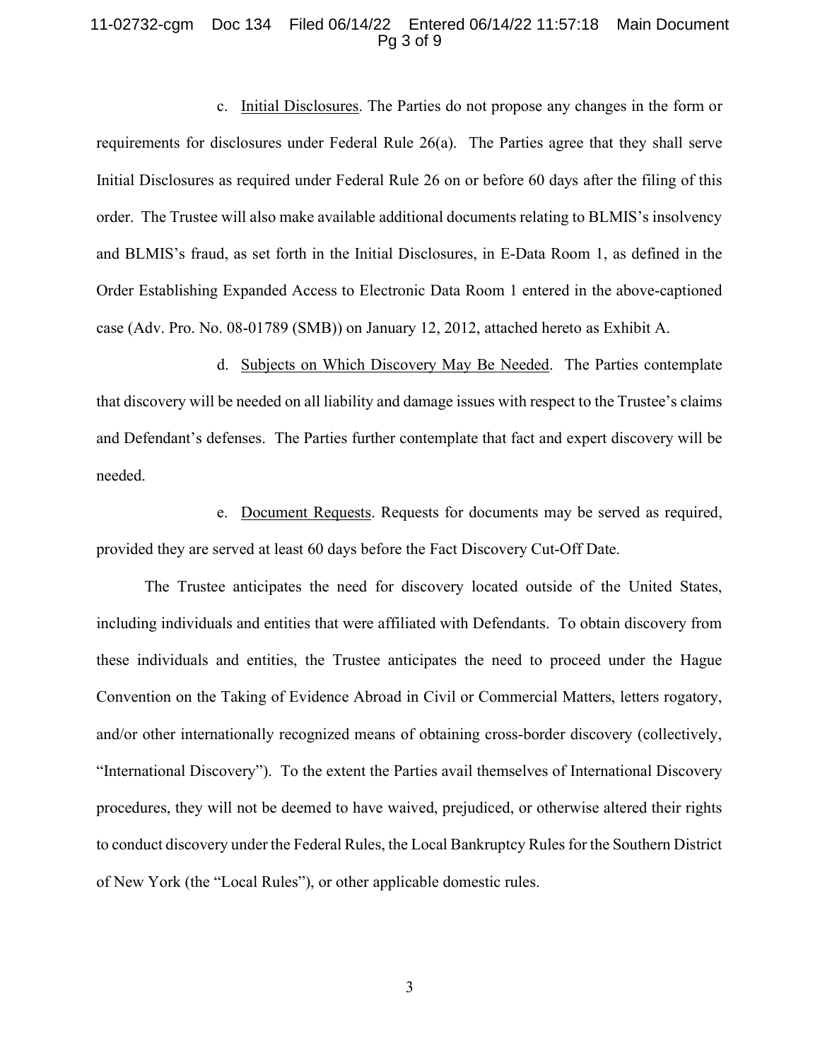c. Initial Disclosures. The Parties do not propose any changes in the form or requirements for disclosures under Federal Rule 26(a). The Parties agree that they shall serve Initial Disclosures as required under Federal Rule 26 on or before 60 days after the filing of this order. The Trustee will also make available additional documents relating to BLMIS's insolvency and BLMIS's fraud, as set forth in the Initial Disclosures, in E-Data Room 1, as defined in the Order Establishing Expanded Access to Electronic Data Room 1 entered in the above-captioned case (Adv. Pro. No. 08-01789 (SMB)) on January 12, 2012, attached hereto as Exhibit A.

d. Subjects on Which Discovery May Be Needed. The Parties contemplate that discovery will be needed on all liability and damage issues with respect to the Trustee's claims and Defendant's defenses. The Parties further contemplate that fact and expert discovery will be needed.

e. Document Requests. Requests for documents may be served as required, provided they are served at least 60 days before the Fact Discovery Cut-Off Date.

The Trustee anticipates the need for discovery located outside of the United States, including individuals and entities that were affiliated with Defendants. To obtain discovery from these individuals and entities, the Trustee anticipates the need to proceed under the Hague Convention on the Taking of Evidence Abroad in Civil or Commercial Matters, letters rogatory, and/or other internationally recognized means of obtaining cross-border discovery (collectively, "International Discovery"). To the extent the Parties avail themselves of International Discovery procedures, they will not be deemed to have waived, prejudiced, or otherwise altered their rights to conduct discovery under the Federal Rules, the Local Bankruptcy Rules for the Southern District of New York (the "Local Rules"), or other applicable domestic rules.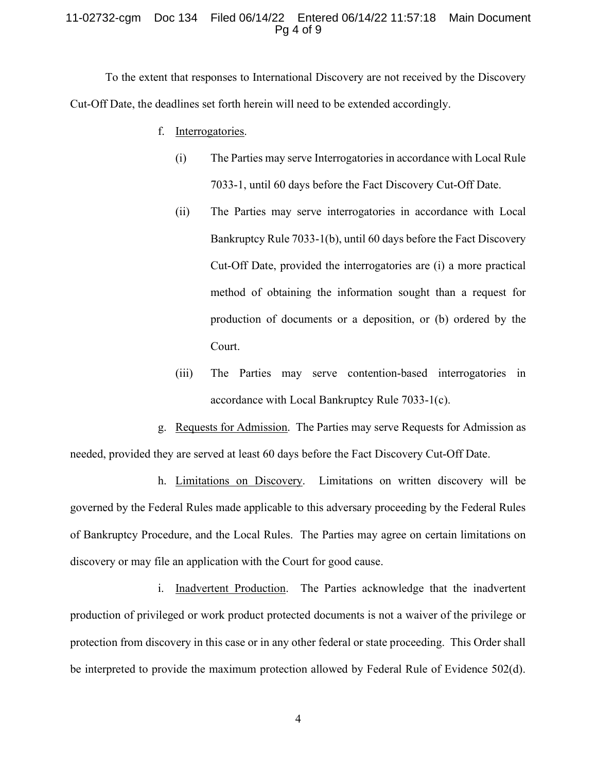To the extent that responses to International Discovery are not received by the Discovery Cut-Off Date, the deadlines set forth herein will need to be extended accordingly.

f. Interrogatories.

(i) The Parties may serve Interrogatories in accordance with Local Rule 7033-1, until 60 days before the Fact Discovery Cut-Off Date.

(ii) The Parties may serve interrogatories in accordance with Local Bankruptcy Rule 7033-1(b), until 60 days before the Fact Discovery Cut-Off Date, provided the interrogatories are (i) a more practical method of obtaining the information sought than a request for production of documents or a deposition, or (b) ordered by the Court.

(iii) The Parties may serve contention-based interrogatories in accordance with Local Bankruptcy Rule 7033-1(c).

g. Requests for Admission. The Parties may serve Requests for Admission as needed, provided they are served at least 60 days before the Fact Discovery Cut-Off Date.

h. Limitations on Discovery. Limitations on written discovery will be governed by the Federal Rules made applicable to this adversary proceeding by the Federal Rules of Bankruptcy Procedure, and the Local Rules. The Parties may agree on certain limitations on discovery or may file an application with the Court for good cause.

i. Inadvertent Production. The Parties acknowledge that the inadvertent production of privileged or work product protected documents is not a waiver of the privilege or protection from discovery in this case or in any other federal or state proceeding. This Order shall be interpreted to provide the maximum protection allowed by Federal Rule of Evidence 502(d).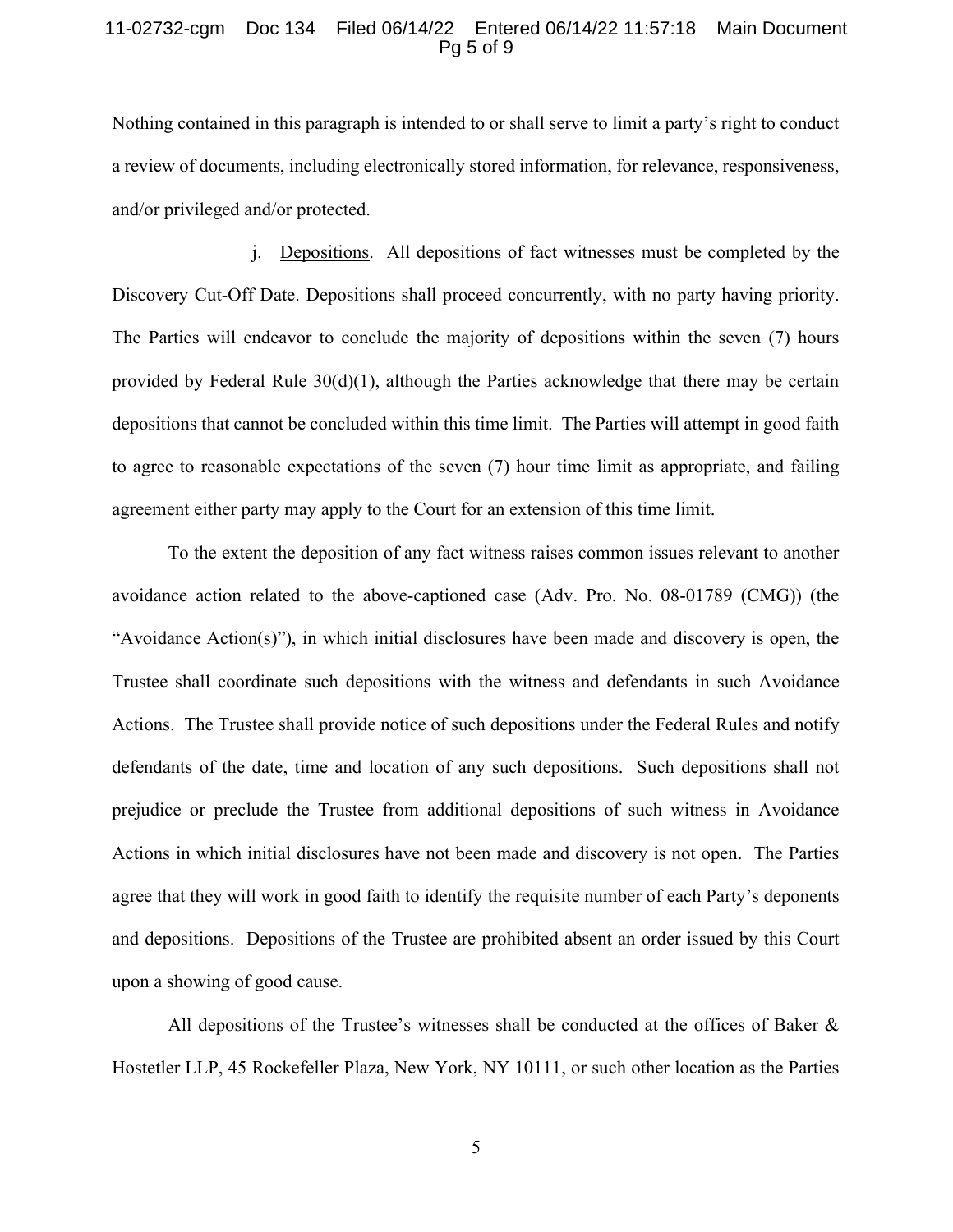Nothing contained in this paragraph is intended to or shall serve to limit a party's right to conduct a review of documents, including electronically stored information, for relevance, responsiveness, and/or privileged and/or protected.

j. Depositions. All depositions of fact witnesses must be completed by the Discovery Cut-Off Date. Depositions shall proceed concurrently, with no party having priority. The Parties will endeavor to conclude the majority of depositions within the seven (7) hours provided by Federal Rule 30(d)(1), although the Parties acknowledge that there may be certain depositions that cannot be concluded within this time limit. The Parties will attempt in good faith to agree to reasonable expectations of the seven (7) hour time limit as appropriate, and failing agreement either party may apply to the Court for an extension of this time limit.

To the extent the deposition of any fact witness raises common issues relevant to another avoidance action related to the above-captioned case (Adv. Pro. No. 08-01789 (CMG)) (the "Avoidance Action(s)"), in which initial disclosures have been made and discovery is open, the Trustee shall coordinate such depositions with the witness and defendants in such Avoidance Actions. The Trustee shall provide notice of such depositions under the Federal Rules and notify defendants of the date, time and location of any such depositions. Such depositions shall not prejudice or preclude the Trustee from additional depositions of such witness in Avoidance Actions in which initial disclosures have not been made and discovery is not open. The Parties agree that they will work in good faith to identify the requisite number of each Party's deponents and depositions. Depositions of the Trustee are prohibited absent an order issued by this Court upon a showing of good cause.

All depositions of the Trustee's witnesses shall be conducted at the offices of Baker & Hostetler LLP, 45 Rockefeller Plaza, New York, NY 10111, or such other location as the Parties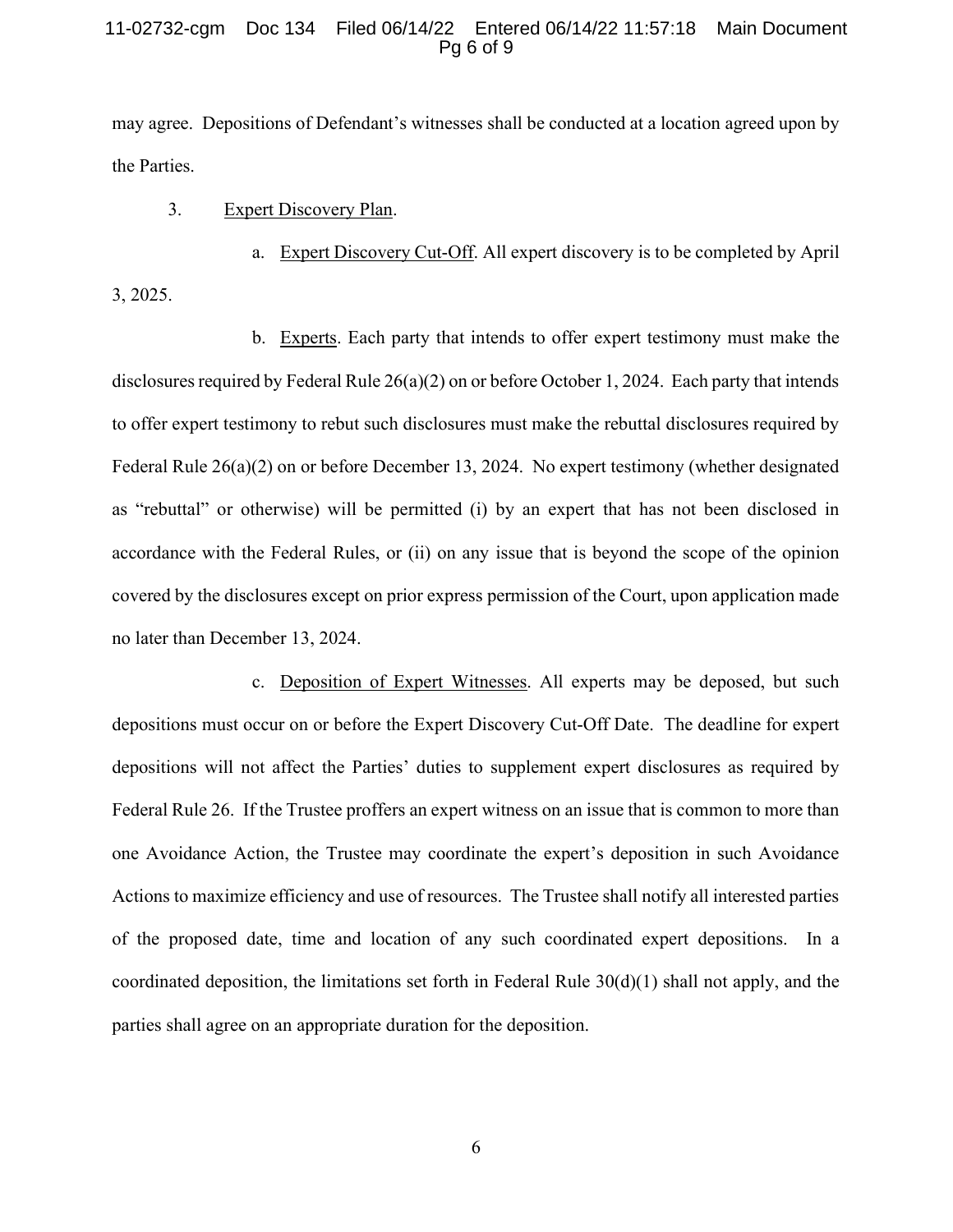may agree. Depositions of Defendant's witnesses shall be conducted at a location agreed upon by the Parties.

3. Expert Discovery Plan.

a. Expert Discovery Cut-Off. All expert discovery is to be completed by April 3, 2025.

b. Experts. Each party that intends to offer expert testimony must make the disclosures required by Federal Rule 26(a)(2) on or before October 1, 2024. Each party that intends to offer expert testimony to rebut such disclosures must make the rebuttal disclosures required by Federal Rule 26(a)(2) on or before December 13, 2024. No expert testimony (whether designated as "rebuttal" or otherwise) will be permitted (i) by an expert that has not been disclosed in accordance with the Federal Rules, or (ii) on any issue that is beyond the scope of the opinion covered by the disclosures except on prior express permission of the Court, upon application made no later than December 13, 2024.

c. Deposition of Expert Witnesses. All experts may be deposed, but such depositions must occur on or before the Expert Discovery Cut-Off Date. The deadline for expert depositions will not affect the Parties' duties to supplement expert disclosures as required by Federal Rule 26. If the Trustee proffers an expert witness on an issue that is common to more than one Avoidance Action, the Trustee may coordinate the expert's deposition in such Avoidance Actions to maximize efficiency and use of resources. The Trustee shall notify all interested parties of the proposed date, time and location of any such coordinated expert depositions. In a coordinated deposition, the limitations set forth in Federal Rule 30(d)(1) shall not apply, and the parties shall agree on an appropriate duration for the deposition.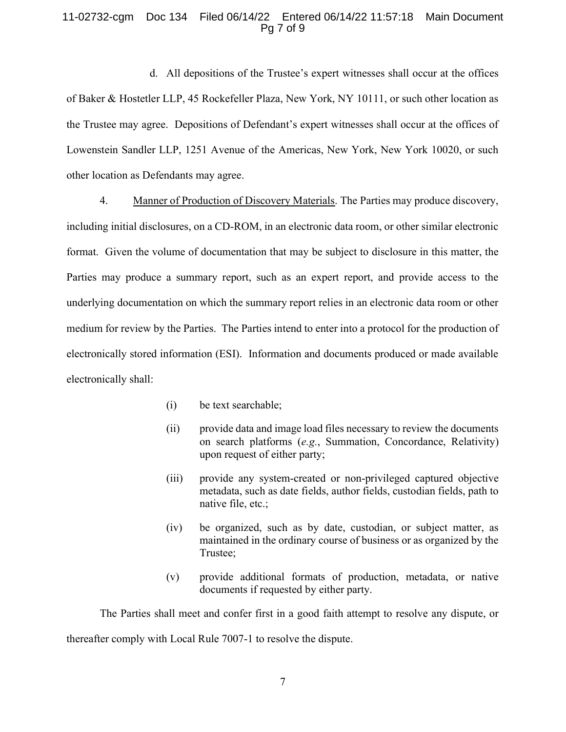d. All depositions of the Trustee's expert witnesses shall occur at the offices of Baker & Hostetler LLP, 45 Rockefeller Plaza, New York, NY 10111, or such other location as the Trustee may agree. Depositions of Defendant's expert witnesses shall occur at the offices of Lowenstein Sandler LLP, 1251 Avenue of the Americas, New York, New York 10020, or such other location as Defendants may agree.

4. Manner of Production of Discovery Materials. The Parties may produce discovery, including initial disclosures, on a CD-ROM, in an electronic data room, or other similar electronic format. Given the volume of documentation that may be subject to disclosure in this matter, the Parties may produce a summary report, such as an expert report, and provide access to the underlying documentation on which the summary report relies in an electronic data room or other medium for review by the Parties. The Parties intend to enter into a protocol for the production of electronically stored information (ESI). Information and documents produced or made available electronically shall:

(i) be text searchable;

(ii) provide data and image load files necessary to review the documents on search platforms (*e.g.*, Summation, Concordance, Relativity) upon request of either party;

(iii) provide any system-created or non-privileged captured objective metadata, such as date fields, author fields, custodian fields, path to native file, etc.;

(iv) be organized, such as by date, custodian, or subject matter, as maintained in the ordinary course of business or as organized by the Trustee;

(v) provide additional formats of production, metadata, or native documents if requested by either party.

The Parties shall meet and confer first in a good faith attempt to resolve any dispute, or thereafter comply with Local Rule 7007-1 to resolve the dispute.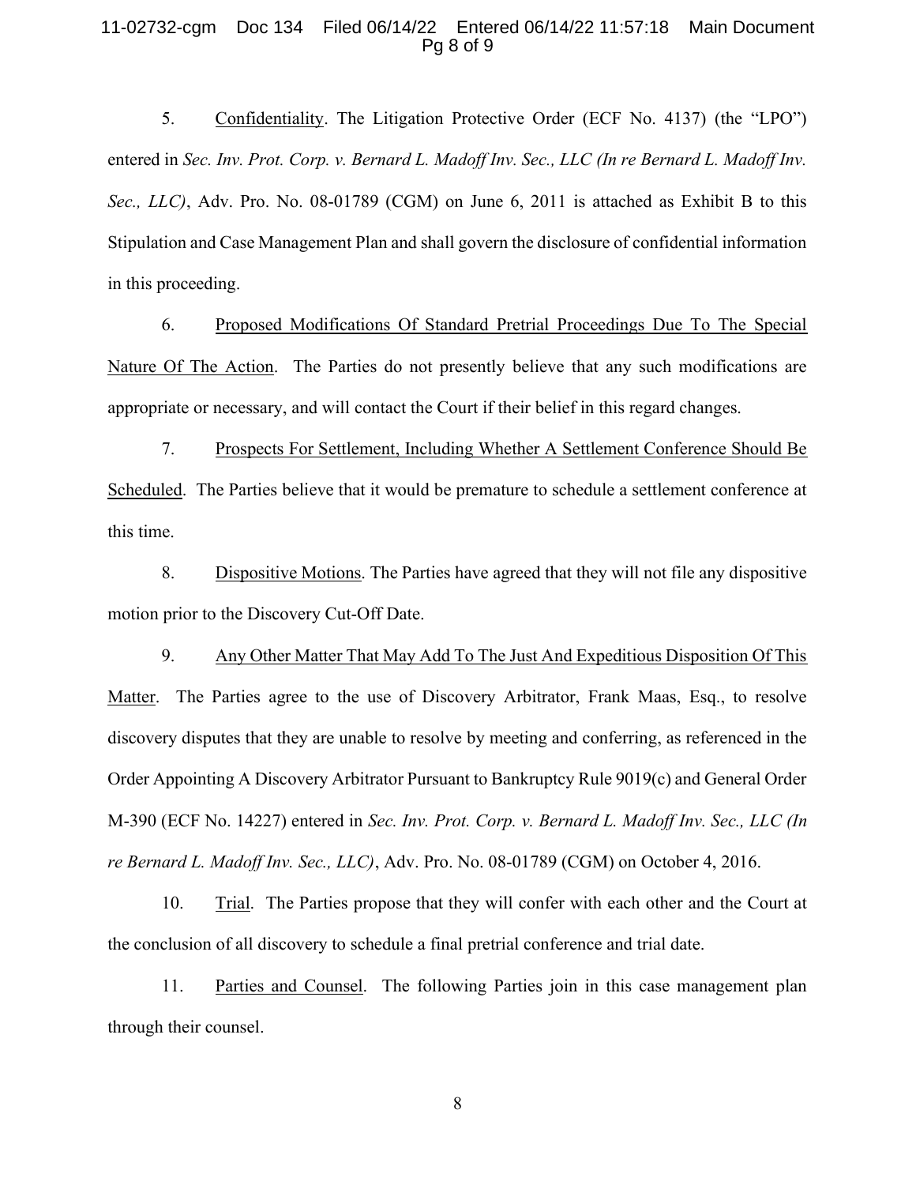5. Confidentiality. The Litigation Protective Order (ECF No. 4137) (the "LPO") entered in *Sec. Inv. Prot. Corp. v. Bernard L. Madoff Inv. Sec., LLC (In re Bernard L. Madoff Inv. Sec., LLC)*, Adv. Pro. No. 08-01789 (CGM) on June 6, 2011 is attached as Exhibit B to this Stipulation and Case Management Plan and shall govern the disclosure of confidential information in this proceeding.

6. Proposed Modifications Of Standard Pretrial Proceedings Due To The Special Nature Of The Action. The Parties do not presently believe that any such modifications are appropriate or necessary, and will contact the Court if their belief in this regard changes.

7. Prospects For Settlement, Including Whether A Settlement Conference Should Be Scheduled. The Parties believe that it would be premature to schedule a settlement conference at this time.

8. Dispositive Motions. The Parties have agreed that they will not file any dispositive motion prior to the Discovery Cut-Off Date.

9. Any Other Matter That May Add To The Just And Expeditious Disposition Of This Matter. The Parties agree to the use of Discovery Arbitrator, Frank Maas, Esq., to resolve discovery disputes that they are unable to resolve by meeting and conferring, as referenced in the Order Appointing A Discovery Arbitrator Pursuant to Bankruptcy Rule 9019(c) and General Order M-390 (ECF No. 14227) entered in *Sec. Inv. Prot. Corp. v. Bernard L. Madoff Inv. Sec., LLC (In re Bernard L. Madoff Inv. Sec., LLC)*, Adv. Pro. No. 08-01789 (CGM) on October 4, 2016.

10. Trial. The Parties propose that they will confer with each other and the Court at the conclusion of all discovery to schedule a final pretrial conference and trial date.

11. Parties and Counsel. The following Parties join in this case management plan through their counsel.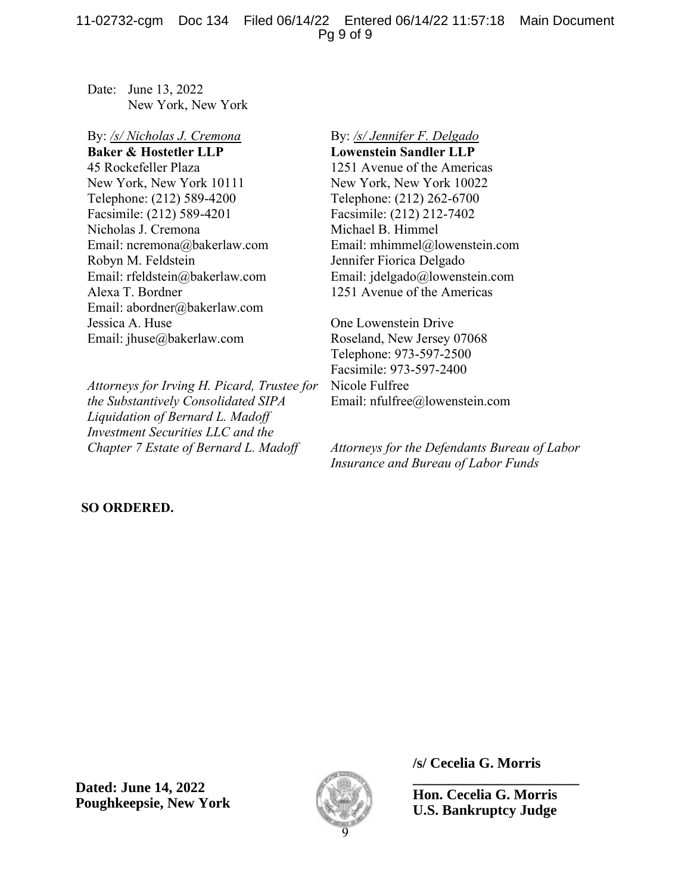Date: June 13, 2022
New York, New York

By: /s/ Nicholas J. Cremona
**Baker & Hostetler LLP**
45 Rockefeller Plaza
New York, New York 10111
Telephone: (212) 589-4200
Facsimile: (212) 589-4201
Nicholas J. Cremona
Email: ncremona@bakerlaw.com
Robyn M. Feldstein
Email: rfeldstein@bakerlaw.com
Alexa T. Bordner
Email: abordner@bakerlaw.com
Jessica A. Huse
Email: jhuse@bakerlaw.com

*Attorneys for Irving H. Picard, Trustee for the Substantively Consolidated SIPA Liquidation of Bernard L. Madoff Investment Securities LLC and the Chapter 7 Estate of Bernard L. Madoff*

By: /s/ Jennifer F. Delgado
**Lowenstein Sandler LLP**
1251 Avenue of the Americas
New York, New York 10022
Telephone: (212) 262-6700
Facsimile: (212) 212-7402
Michael B. Himmel
Email: mhimmel@lowenstein.com
Jennifer Fiorica Delgado
Email: jdelgado@lowenstein.com
1251 Avenue of the Americas

One Lowenstein Drive
Roseland, New Jersey 07068
Telephone: 973-597-2500
Facsimile: 973-597-2400
Nicole Fulfree
Email: nfulfree@lowenstein.com

*Attorneys for the Defendants Bureau of Labor Insurance and Bureau of Labor Funds*

**SO ORDERED.**

**Dated: June 14, 2022**
**Poughkeepsie, New York**

**/s/ Cecelia G. Morris**
**Hon. Cecelia G. Morris**
**U.S. Bankruptcy Judge**